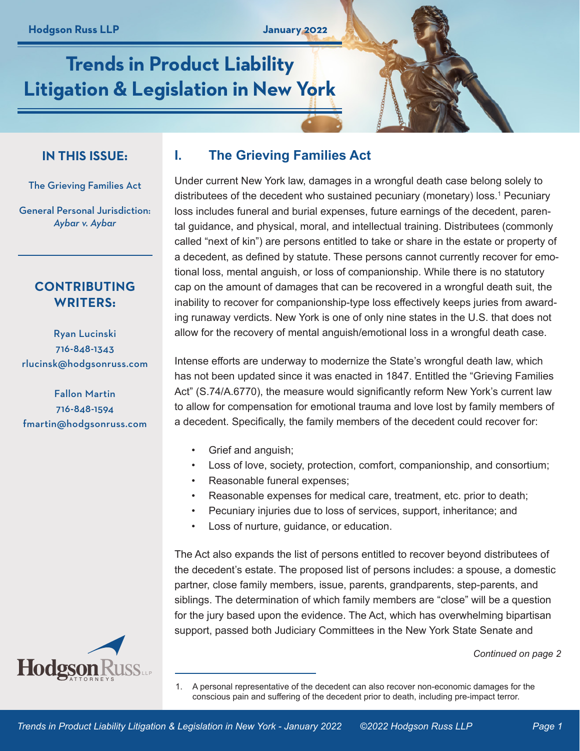Hodgson Russ LLP

January 2022

# Trends in Product Liability Litigation & Legislation in New York

**IN THIS ISSUE:**

The Grieving Families Act

General Personal Jurisdiction: *Aybar v. Aybar*

**CONTRIBUTING WRITERS:**

Ryan Lucinski
716-848-1343
rlucinsk@hodgsonruss.com

Fallon Martin
716-848-1594
fmartin@hodgsonruss.com

## I. The Grieving Families Act

Under current New York law, damages in a wrongful death case belong solely to distributees of the decedent who sustained pecuniary (monetary) loss.[1] Pecuniary loss includes funeral and burial expenses, future earnings of the decedent, parental guidance, and physical, moral, and intellectual training. Distributees (commonly called "next of kin") are persons entitled to take or share in the estate or property of a decedent, as defined by statute. These persons cannot currently recover for emotional loss, mental anguish, or loss of companionship. While there is no statutory cap on the amount of damages that can be recovered in a wrongful death suit, the inability to recover for companionship-type loss effectively keeps juries from awarding runaway verdicts. New York is one of only nine states in the U.S. that does not allow for the recovery of mental anguish/emotional loss in a wrongful death case.

Intense efforts are underway to modernize the State's wrongful death law, which has not been updated since it was enacted in 1847. Entitled the "Grieving Families Act" (S.74/A.6770), the measure would significantly reform New York's current law to allow for compensation for emotional trauma and love lost by family members of a decedent. Specifically, the family members of the decedent could recover for:

- Grief and anguish;
- Loss of love, society, protection, comfort, companionship, and consortium;
- Reasonable funeral expenses;
- Reasonable expenses for medical care, treatment, etc. prior to death;
- Pecuniary injuries due to loss of services, support, inheritance; and
- Loss of nurture, guidance, or education.

The Act also expands the list of persons entitled to recover beyond distributees of the decedent's estate. The proposed list of persons includes: a spouse, a domestic partner, close family members, issue, parents, grandparents, step-parents, and siblings. The determination of which family members are "close" will be a question for the jury based upon the evidence. The Act, which has overwhelming bipartisan support, passed both Judiciary Committees in the New York State Senate and

*Continued on page 2*

1. A personal representative of the decedent can also recover non-economic damages for the conscious pain and suffering of the decedent prior to death, including pre-impact terror.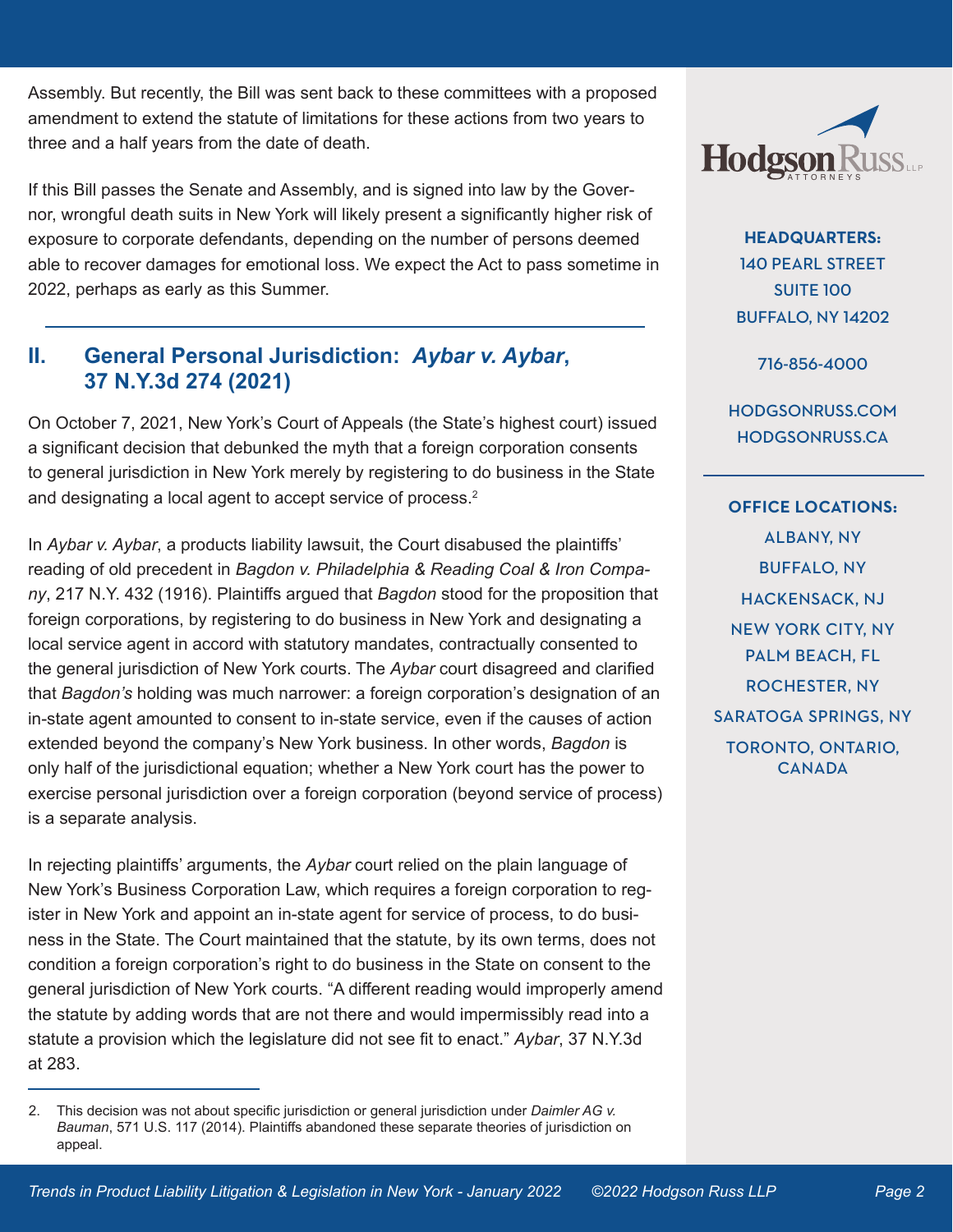Assembly. But recently, the Bill was sent back to these committees with a proposed amendment to extend the statute of limitations for these actions from two years to three and a half years from the date of death.

If this Bill passes the Senate and Assembly, and is signed into law by the Governor, wrongful death suits in New York will likely present a significantly higher risk of exposure to corporate defendants, depending on the number of persons deemed able to recover damages for emotional loss. We expect the Act to pass sometime in 2022, perhaps as early as this Summer.

## II. General Personal Jurisdiction: *Aybar v. Aybar*, 37 N.Y.3d 274 (2021)

On October 7, 2021, New York's Court of Appeals (the State's highest court) issued a significant decision that debunked the myth that a foreign corporation consents to general jurisdiction in New York merely by registering to do business in the State and designating a local agent to accept service of process.[2]

In *Aybar v. Aybar*, a products liability lawsuit, the Court disabused the plaintiffs' reading of old precedent in *Bagdon v. Philadelphia & Reading Coal & Iron Company*, 217 N.Y. 432 (1916). Plaintiffs argued that *Bagdon* stood for the proposition that foreign corporations, by registering to do business in New York and designating a local service agent in accord with statutory mandates, contractually consented to the general jurisdiction of New York courts. The *Aybar* court disagreed and clarified that *Bagdon's* holding was much narrower: a foreign corporation's designation of an in-state agent amounted to consent to in-state service, even if the causes of action extended beyond the company's New York business. In other words, *Bagdon* is only half of the jurisdictional equation; whether a New York court has the power to exercise personal jurisdiction over a foreign corporation (beyond service of process) is a separate analysis.

In rejecting plaintiffs' arguments, the *Aybar* court relied on the plain language of New York's Business Corporation Law, which requires a foreign corporation to register in New York and appoint an in-state agent for service of process, to do business in the State. The Court maintained that the statute, by its own terms, does not condition a foreign corporation's right to do business in the State on consent to the general jurisdiction of New York courts. "A different reading would improperly amend the statute by adding words that are not there and would impermissibly read into a statute a provision which the legislature did not see fit to enact." *Aybar*, 37 N.Y.3d at 283.

2. This decision was not about specific jurisdiction or general jurisdiction under *Daimler AG v. Bauman*, 571 U.S. 117 (2014). Plaintiffs abandoned these separate theories of jurisdiction on appeal.

**HEADQUARTERS:**
140 PEARL STREET
SUITE 100
BUFFALO, NY 14202

716-856-4000

HODGSONRUSS.COM
HODGSONRUSS.CA

**OFFICE LOCATIONS:**
ALBANY, NY
BUFFALO, NY
HACKENSACK, NJ
NEW YORK CITY, NY
PALM BEACH, FL
ROCHESTER, NY
SARATOGA SPRINGS, NY
TORONTO, ONTARIO, CANADA